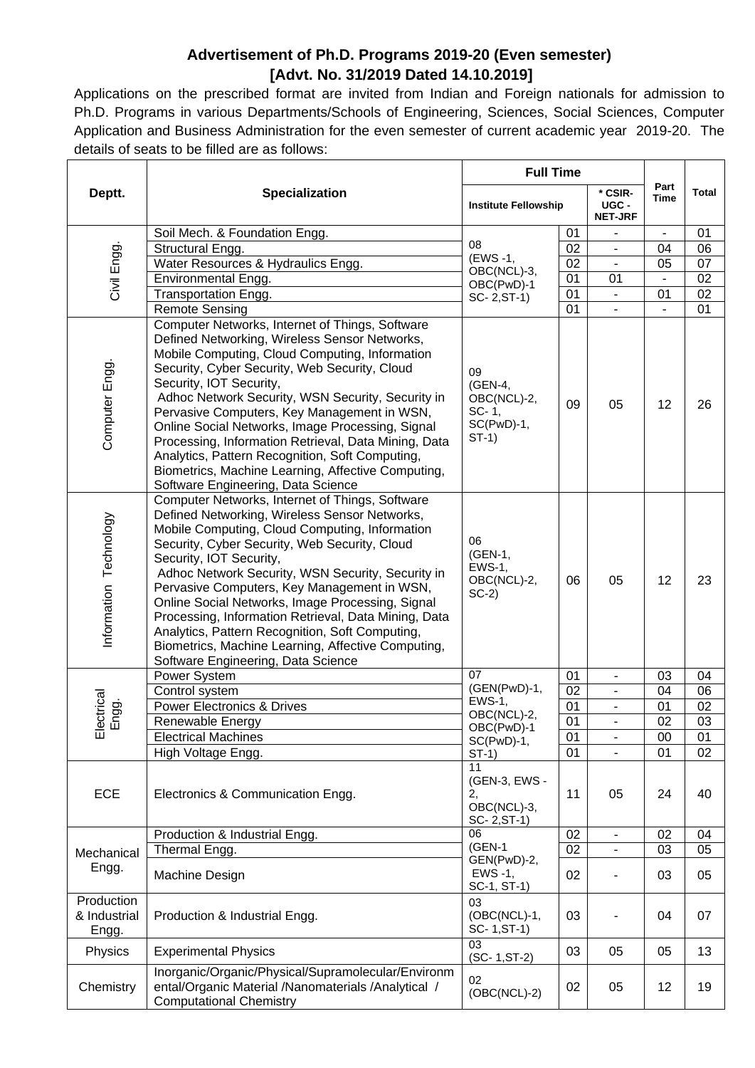## Advertisement of Ph.D. Programs 2019-20 (Even semester)
## [Advt. No. 31/2019 Dated 14.10.2019]

Applications on the prescribed format are invited from Indian and Foreign nationals for admission to Ph.D. Programs in various Departments/Schools of Engineering, Sciences, Social Sciences, Computer Application and Business Administration for the even semester of current academic year 2019-20. The details of seats to be filled are as follows:

| Deptt. | Specialization | Full Time | | | Part Time | Total |
|---|---|---|---|---|---|---|
| | | Institute Fellowship | | * CSIR-UGC - NET-JRF | | |
| Civil Engg. | Soil Mech. & Foundation Engg. | 08 (EWS -1, OBC(NCL)-3, OBC(PwD)-1 SC- 2,ST-1) | 01 | - | - | 01 |
| | Structural Engg. | | 02 | - | 04 | 06 |
| | Water Resources & Hydraulics Engg. | | 02 | - | 05 | 07 |
| | Environmental Engg. | | 01 | 01 | - | 02 |
| | Transportation Engg. | | 01 | - | 01 | 02 |
| | Remote Sensing | | 01 | - | - | 01 |
| Computer Engg. | Computer Networks, Internet of Things, Software Defined Networking, Wireless Sensor Networks, Mobile Computing, Cloud Computing, Information Security, Cyber Security, Web Security, Cloud Security, IOT Security, Adhoc Network Security, WSN Security, Security in Pervasive Computers, Key Management in WSN, Online Social Networks, Image Processing, Signal Processing, Information Retrieval, Data Mining, Data Analytics, Pattern Recognition, Soft Computing, Biometrics, Machine Learning, Affective Computing, Software Engineering, Data Science | 09 (GEN-4, OBC(NCL)-2, SC- 1, SC(PwD)-1, ST-1) | 09 | 05 | 12 | 26 |
| Information Technology | Computer Networks, Internet of Things, Software Defined Networking, Wireless Sensor Networks, Mobile Computing, Cloud Computing, Information Security, Cyber Security, Web Security, Cloud Security, IOT Security, Adhoc Network Security, WSN Security, Security in Pervasive Computers, Key Management in WSN, Online Social Networks, Image Processing, Signal Processing, Information Retrieval, Data Mining, Data Analytics, Pattern Recognition, Soft Computing, Biometrics, Machine Learning, Affective Computing, Software Engineering, Data Science | 06 (GEN-1, EWS-1, OBC(NCL)-2, SC-2) | 06 | 05 | 12 | 23 |
| Electrical Engg. | Power System | 07 (GEN(PwD)-1, EWS-1, OBC(NCL)-2, OBC(PwD)-1 SC(PwD)-1, ST-1) | 01 | - | 03 | 04 |
| | Control system | | 02 | - | 04 | 06 |
| | Power Electronics & Drives | | 01 | - | 01 | 02 |
| | Renewable Energy | | 01 | - | 02 | 03 |
| | Electrical Machines | | 01 | - | 00 | 01 |
| | High Voltage Engg. | | 01 | - | 01 | 02 |
| ECE | Electronics & Communication Engg. | 11 (GEN-3, EWS - 2, OBC(NCL)-3, SC- 2,ST-1) | 11 | 05 | 24 | 40 |
| Mechanical Engg. | Production & Industrial Engg. | 06 (GEN-1 GEN(PwD)-2, EWS -1, SC-1, ST-1) | 02 | - | 02 | 04 |
| | Thermal Engg. | | 02 | - | 03 | 05 |
| | Machine Design | | 02 | - | 03 | 05 |
| Production & Industrial Engg. | Production & Industrial Engg. | 03 (OBC(NCL)-1, SC- 1,ST-1) | 03 | - | 04 | 07 |
| Physics | Experimental Physics | 03 (SC- 1,ST-2) | 03 | 05 | 05 | 13 |
| Chemistry | Inorganic/Organic/Physical/Supramolecular/Environmental/Organic Material /Nanomaterials /Analytical / Computational Chemistry | 02 (OBC(NCL)-2) | 02 | 05 | 12 | 19 |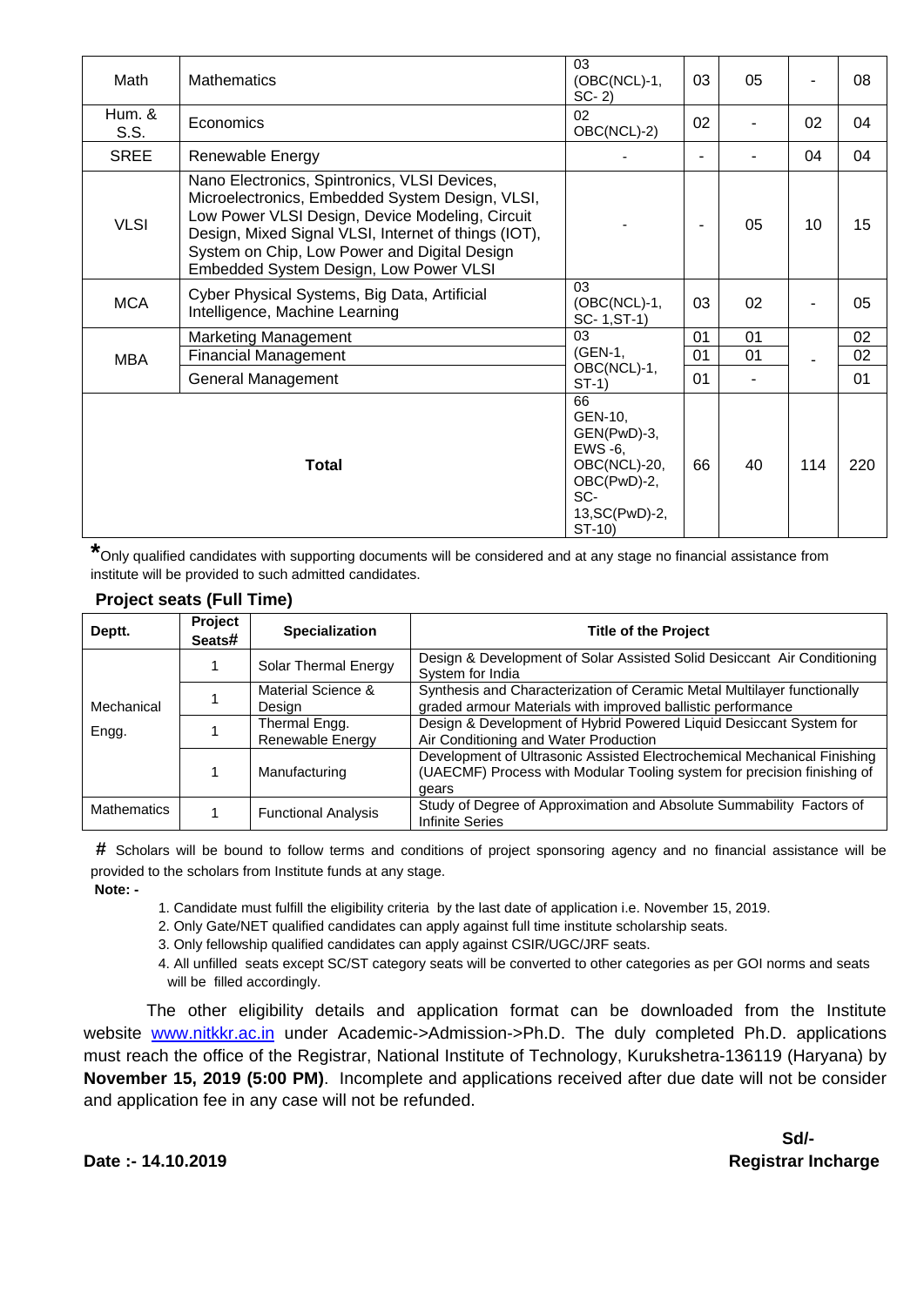| | | | | | | |
|---|---|---|---|---|---|---|
| Math | Mathematics | 03 (OBC(NCL)-1, SC- 2) | 03 | 05 | - | 08 |
| Hum. & S.S. | Economics | 02 OBC(NCL)-2) | 02 | - | 02 | 04 |
| SREE | Renewable Energy | - | - | - | 04 | 04 |
| VLSI | Nano Electronics, Spintronics, VLSI Devices, Microelectronics, Embedded System Design, VLSI, Low Power VLSI Design, Device Modeling, Circuit Design, Mixed Signal VLSI, Internet of things (IOT), System on Chip, Low Power and Digital Design Embedded System Design, Low Power VLSI | - | - | 05 | 10 | 15 |
| MCA | Cyber Physical Systems, Big Data, Artificial Intelligence, Machine Learning | 03 (OBC(NCL)-1, SC- 1,ST-1) | 03 | 02 | - | 05 |
| MBA | Marketing Management | 03 (GEN-1, OBC(NCL)-1, ST-1) | 01 | 01 | - | 02 |
| | Financial Management | | 01 | 01 | | 02 |
| | General Management | | 01 | - | | 01 |
| **Total** | | 66 GEN-10, GEN(PwD)-3, EWS -6, OBC(NCL)-20, OBC(PwD)-2, SC-13,SC(PwD)-2, ST-10) | 66 | 40 | 114 | 220 |

*Only qualified candidates with supporting documents will be considered and at any stage no financial assistance from institute will be provided to such admitted candidates.

**Project seats (Full Time)**

| Deptt. | Project Seats# | Specialization | Title of the Project |
|---|---|---|---|
| Mechanical Engg. | 1 | Solar Thermal Energy | Design & Development of Solar Assisted Solid Desiccant Air Conditioning System for India |
| | 1 | Material Science & Design | Synthesis and Characterization of Ceramic Metal Multilayer functionally graded armour Materials with improved ballistic performance |
| | 1 | Thermal Engg. Renewable Energy | Design & Development of Hybrid Powered Liquid Desiccant System for Air Conditioning and Water Production |
| | 1 | Manufacturing | Development of Ultrasonic Assisted Electrochemical Mechanical Finishing (UAECMF) Process with Modular Tooling system for precision finishing of gears |
| Mathematics | 1 | Functional Analysis | Study of Degree of Approximation and Absolute Summability Factors of Infinite Series |

# Scholars will be bound to follow terms and conditions of project sponsoring agency and no financial assistance will be provided to the scholars from Institute funds at any stage.

**Note: -**

1. Candidate must fulfill the eligibility criteria by the last date of application i.e. November 15, 2019.
2. Only Gate/NET qualified candidates can apply against full time institute scholarship seats.
3. Only fellowship qualified candidates can apply against CSIR/UGC/JRF seats.
4. All unfilled seats except SC/ST category seats will be converted to other categories as per GOI norms and seats will be filled accordingly.

The other eligibility details and application format can be downloaded from the Institute website www.nitkkr.ac.in under Academic->Admission->Ph.D. The duly completed Ph.D. applications must reach the office of the Registrar, National Institute of Technology, Kurukshetra-136119 (Haryana) by **November 15, 2019 (5:00 PM)**. Incomplete and applications received after due date will not be consider and application fee in any case will not be refunded.

**Sd/-**

**Date :- 14.10.2019** **Registrar Incharge**